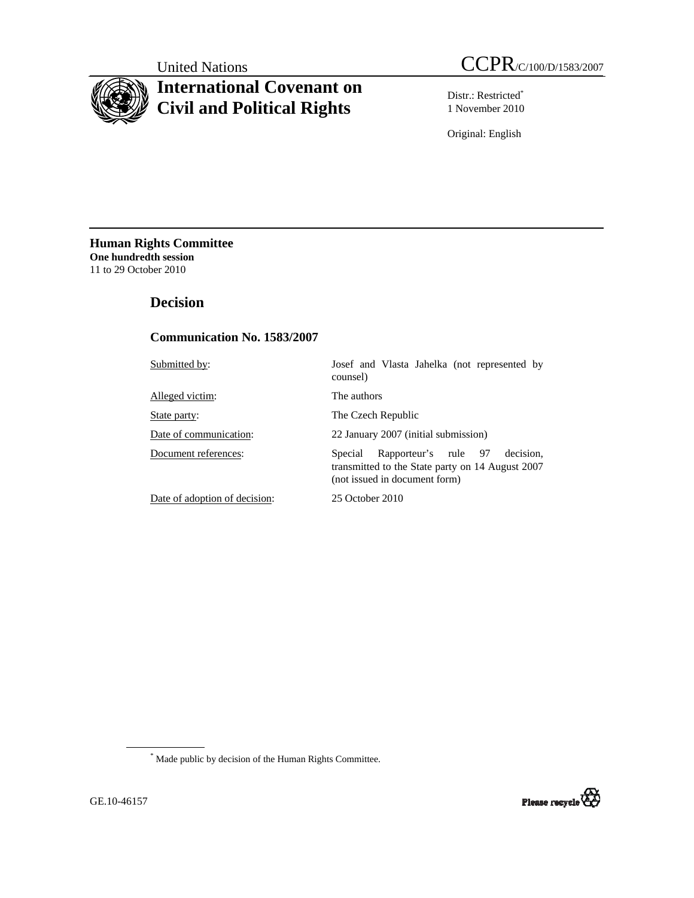United Nations

CCPR/C/100/D/1583/2007

# International Covenant on Civil and Political Rights

Distr.: Restricted*
1 November 2010

Original: English

**Human Rights Committee**
**One hundredth session**
11 to 29 October 2010

## Decision

### Communication No. 1583/2007

| | |
|---|---|
| Submitted by: | Josef and Vlasta Jahelka (not represented by counsel) |
| Alleged victim: | The authors |
| State party: | The Czech Republic |
| Date of communication: | 22 January 2007 (initial submission) |
| Document references: | Special Rapporteur's rule 97 decision, transmitted to the State party on 14 August 2007 (not issued in document form) |
| Date of adoption of decision: | 25 October 2010 |

* Made public by decision of the Human Rights Committee.

GE.10-46157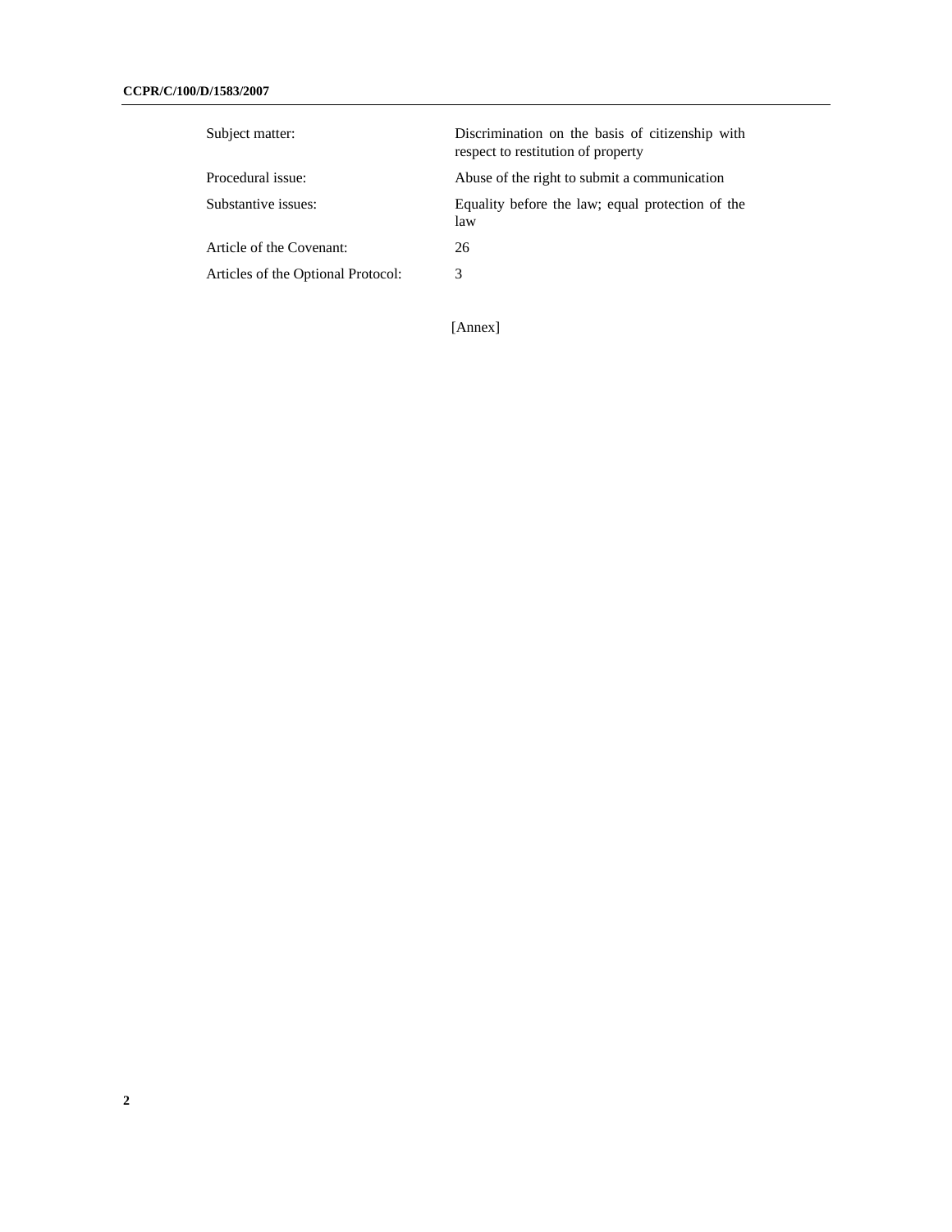| | |
|---|---|
| Subject matter: | Discrimination on the basis of citizenship with respect to restitution of property |
| Procedural issue: | Abuse of the right to submit a communication |
| Substantive issues: | Equality before the law; equal protection of the law |
| Article of the Covenant: | 26 |
| Articles of the Optional Protocol: | 3 |

[Annex]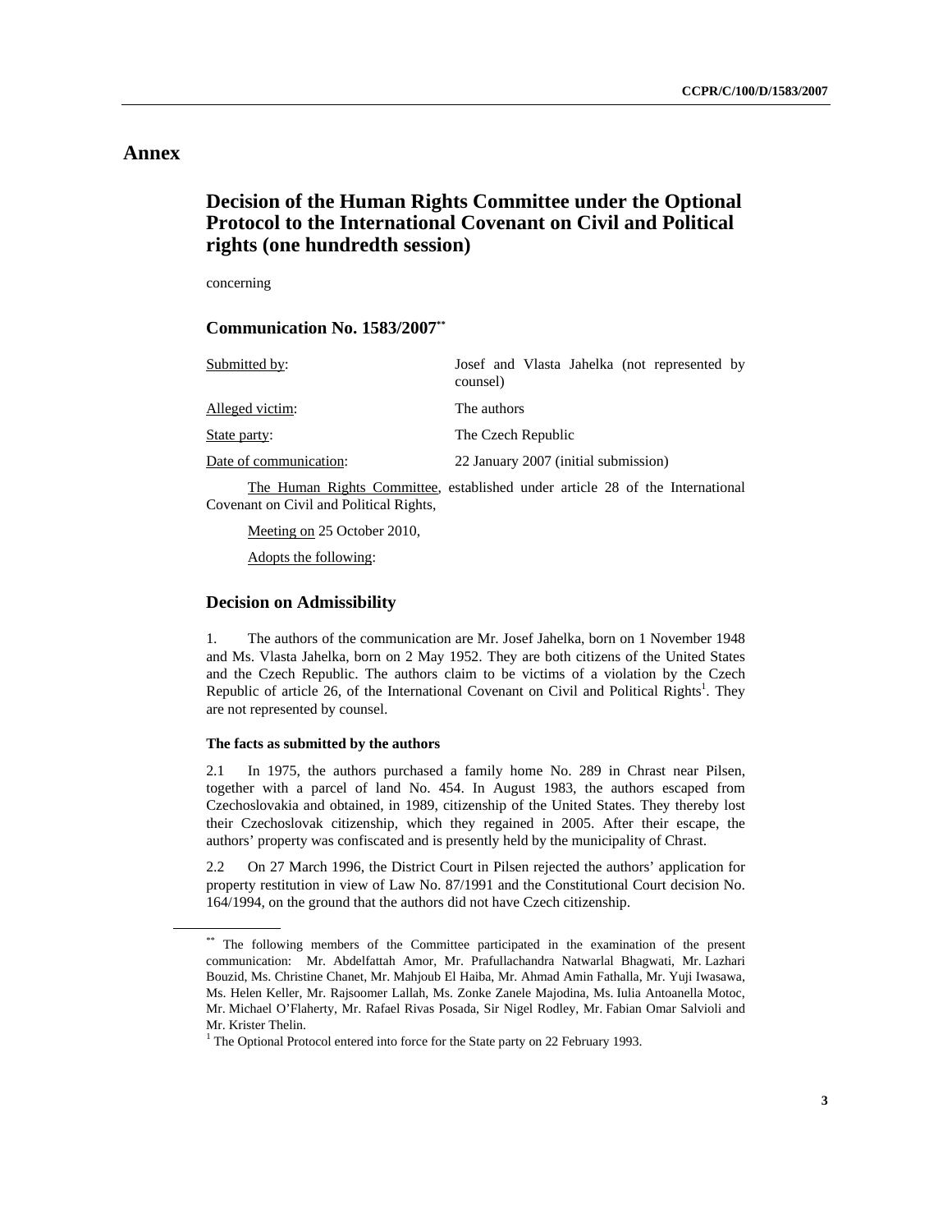# Annex

## Decision of the Human Rights Committee under the Optional Protocol to the International Covenant on Civil and Political rights (one hundredth session)

concerning

### Communication No. 1583/2007**

| | |
|---|---|
| Submitted by: | Josef and Vlasta Jahelka (not represented by counsel) |
| Alleged victim: | The authors |
| State party: | The Czech Republic |
| Date of communication: | 22 January 2007 (initial submission) |

The Human Rights Committee, established under article 28 of the International Covenant on Civil and Political Rights,

Meeting on 25 October 2010,

Adopts the following:

### Decision on Admissibility

1. The authors of the communication are Mr. Josef Jahelka, born on 1 November 1948 and Ms. Vlasta Jahelka, born on 2 May 1952. They are both citizens of the United States and the Czech Republic. The authors claim to be victims of a violation by the Czech Republic of article 26, of the International Covenant on Civil and Political Rights[1]. They are not represented by counsel.

#### The facts as submitted by the authors

2.1 In 1975, the authors purchased a family home No. 289 in Chrast near Pilsen, together with a parcel of land No. 454. In August 1983, the authors escaped from Czechoslovakia and obtained, in 1989, citizenship of the United States. They thereby lost their Czechoslovak citizenship, which they regained in 2005. After their escape, the authors' property was confiscated and is presently held by the municipality of Chrast.

2.2 On 27 March 1996, the District Court in Pilsen rejected the authors' application for property restitution in view of Law No. 87/1991 and the Constitutional Court decision No. 164/1994, on the ground that the authors did not have Czech citizenship.

** The following members of the Committee participated in the examination of the present communication: Mr. Abdelfattah Amor, Mr. Prafullachandra Natwarlal Bhagwati, Mr. Lazhari Bouzid, Ms. Christine Chanet, Mr. Mahjoub El Haiba, Mr. Ahmad Amin Fathalla, Mr. Yuji Iwasawa, Ms. Helen Keller, Mr. Rajsoomer Lallah, Ms. Zonke Zanele Majodina, Ms. Iulia Antoanella Motoc, Mr. Michael O'Flaherty, Mr. Rafael Rivas Posada, Sir Nigel Rodley, Mr. Fabian Omar Salvioli and Mr. Krister Thelin.

[1] The Optional Protocol entered into force for the State party on 22 February 1993.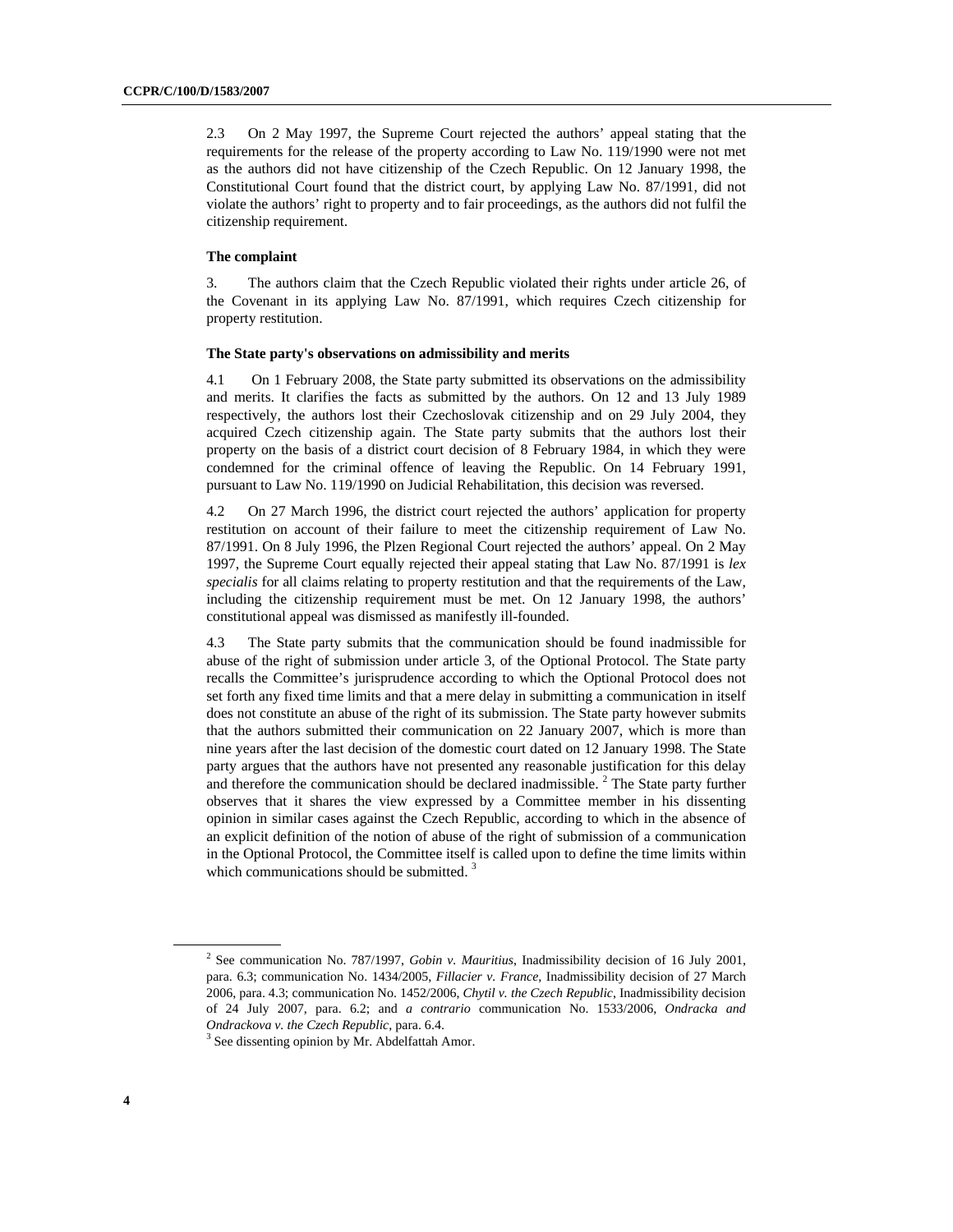2.3 On 2 May 1997, the Supreme Court rejected the authors' appeal stating that the requirements for the release of the property according to Law No. 119/1990 were not met as the authors did not have citizenship of the Czech Republic. On 12 January 1998, the Constitutional Court found that the district court, by applying Law No. 87/1991, did not violate the authors' right to property and to fair proceedings, as the authors did not fulfil the citizenship requirement.

**The complaint**

3. The authors claim that the Czech Republic violated their rights under article 26, of the Covenant in its applying Law No. 87/1991, which requires Czech citizenship for property restitution.

**The State party's observations on admissibility and merits**

4.1 On 1 February 2008, the State party submitted its observations on the admissibility and merits. It clarifies the facts as submitted by the authors. On 12 and 13 July 1989 respectively, the authors lost their Czechoslovak citizenship and on 29 July 2004, they acquired Czech citizenship again. The State party submits that the authors lost their property on the basis of a district court decision of 8 February 1984, in which they were condemned for the criminal offence of leaving the Republic. On 14 February 1991, pursuant to Law No. 119/1990 on Judicial Rehabilitation, this decision was reversed.

4.2 On 27 March 1996, the district court rejected the authors' application for property restitution on account of their failure to meet the citizenship requirement of Law No. 87/1991. On 8 July 1996, the Plzen Regional Court rejected the authors' appeal. On 2 May 1997, the Supreme Court equally rejected their appeal stating that Law No. 87/1991 is *lex specialis* for all claims relating to property restitution and that the requirements of the Law, including the citizenship requirement must be met. On 12 January 1998, the authors' constitutional appeal was dismissed as manifestly ill-founded.

4.3 The State party submits that the communication should be found inadmissible for abuse of the right of submission under article 3, of the Optional Protocol. The State party recalls the Committee's jurisprudence according to which the Optional Protocol does not set forth any fixed time limits and that a mere delay in submitting a communication in itself does not constitute an abuse of the right of its submission. The State party however submits that the authors submitted their communication on 22 January 2007, which is more than nine years after the last decision of the domestic court dated on 12 January 1998. The State party argues that the authors have not presented any reasonable justification for this delay and therefore the communication should be declared inadmissible. [2] The State party further observes that it shares the view expressed by a Committee member in his dissenting opinion in similar cases against the Czech Republic, according to which in the absence of an explicit definition of the notion of abuse of the right of submission of a communication in the Optional Protocol, the Committee itself is called upon to define the time limits within which communications should be submitted. [3]

---

[2] See communication No. 787/1997, *Gobin v. Mauritius*, Inadmissibility decision of 16 July 2001, para. 6.3; communication No. 1434/2005, *Fillacier v. France*, Inadmissibility decision of 27 March 2006, para. 4.3; communication No. 1452/2006, *Chytil v. the Czech Republic*, Inadmissibility decision of 24 July 2007, para. 6.2; and *a contrario* communication No. 1533/2006, *Ondracka and Ondrackova v. the Czech Republic*, para. 6.4.

[3] See dissenting opinion by Mr. Abdelfattah Amor.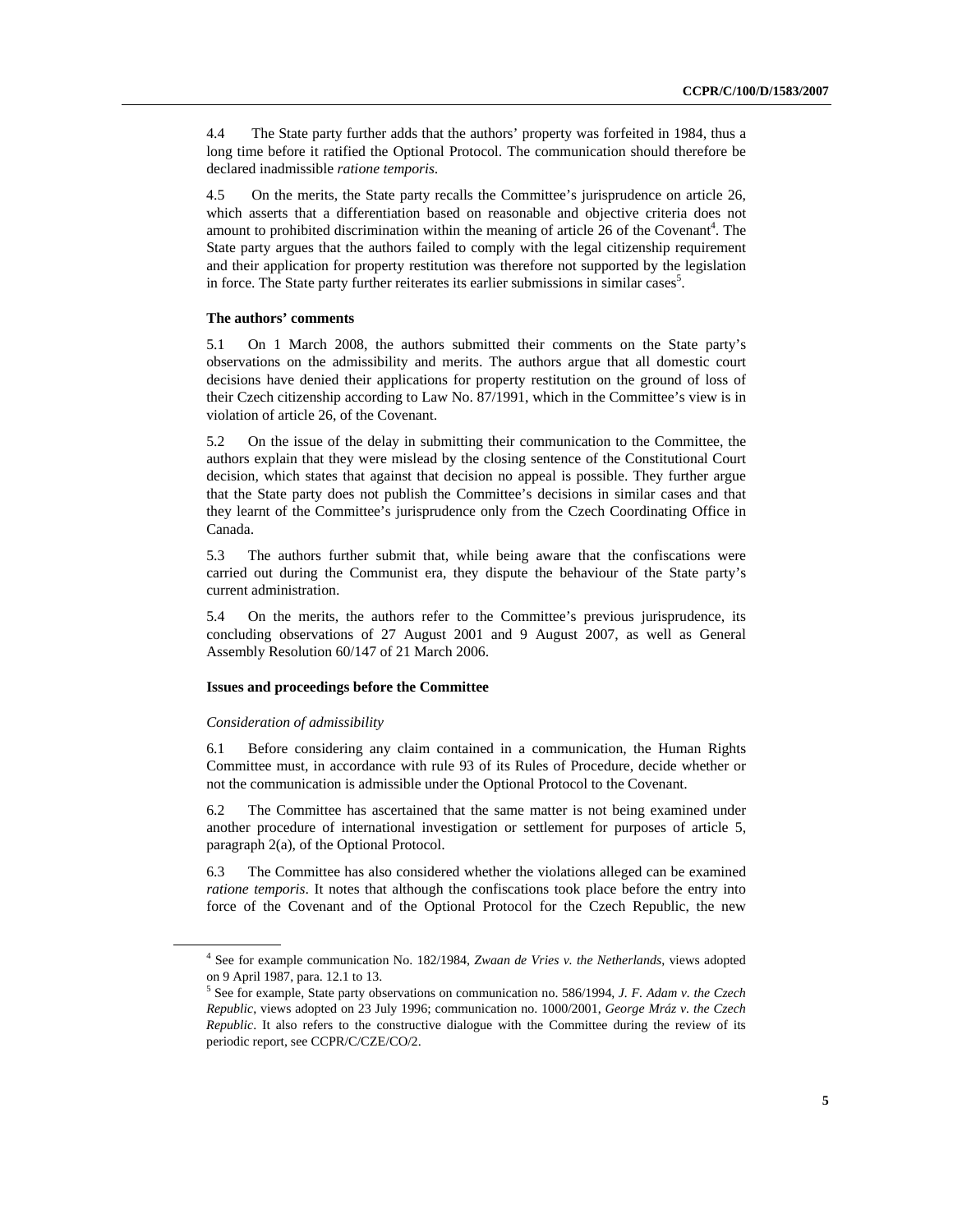4.4 The State party further adds that the authors' property was forfeited in 1984, thus a long time before it ratified the Optional Protocol. The communication should therefore be declared inadmissible *ratione temporis.*

4.5 On the merits, the State party recalls the Committee's jurisprudence on article 26, which asserts that a differentiation based on reasonable and objective criteria does not amount to prohibited discrimination within the meaning of article 26 of the Covenant[4]. The State party argues that the authors failed to comply with the legal citizenship requirement and their application for property restitution was therefore not supported by the legislation in force. The State party further reiterates its earlier submissions in similar cases[5].

#### The authors' comments

5.1 On 1 March 2008, the authors submitted their comments on the State party's observations on the admissibility and merits. The authors argue that all domestic court decisions have denied their applications for property restitution on the ground of loss of their Czech citizenship according to Law No. 87/1991, which in the Committee's view is in violation of article 26, of the Covenant.

5.2 On the issue of the delay in submitting their communication to the Committee, the authors explain that they were mislead by the closing sentence of the Constitutional Court decision, which states that against that decision no appeal is possible. They further argue that the State party does not publish the Committee's decisions in similar cases and that they learnt of the Committee's jurisprudence only from the Czech Coordinating Office in Canada.

5.3 The authors further submit that, while being aware that the confiscations were carried out during the Communist era, they dispute the behaviour of the State party's current administration.

5.4 On the merits, the authors refer to the Committee's previous jurisprudence, its concluding observations of 27 August 2001 and 9 August 2007, as well as General Assembly Resolution 60/147 of 21 March 2006.

#### Issues and proceedings before the Committee

*Consideration of admissibility*

6.1 Before considering any claim contained in a communication, the Human Rights Committee must, in accordance with rule 93 of its Rules of Procedure, decide whether or not the communication is admissible under the Optional Protocol to the Covenant.

6.2 The Committee has ascertained that the same matter is not being examined under another procedure of international investigation or settlement for purposes of article 5, paragraph 2(a), of the Optional Protocol.

6.3 The Committee has also considered whether the violations alleged can be examined *ratione temporis*. It notes that although the confiscations took place before the entry into force of the Covenant and of the Optional Protocol for the Czech Republic, the new

---

[4] See for example communication No. 182/1984, *Zwaan de Vries v. the Netherlands*, views adopted on 9 April 1987, para. 12.1 to 13.

[5] See for example, State party observations on communication no. 586/1994, *J. F. Adam v. the Czech Republic*, views adopted on 23 July 1996; communication no. 1000/2001, *George Mráz v. the Czech Republic*. It also refers to the constructive dialogue with the Committee during the review of its periodic report, see CCPR/C/CZE/CO/2.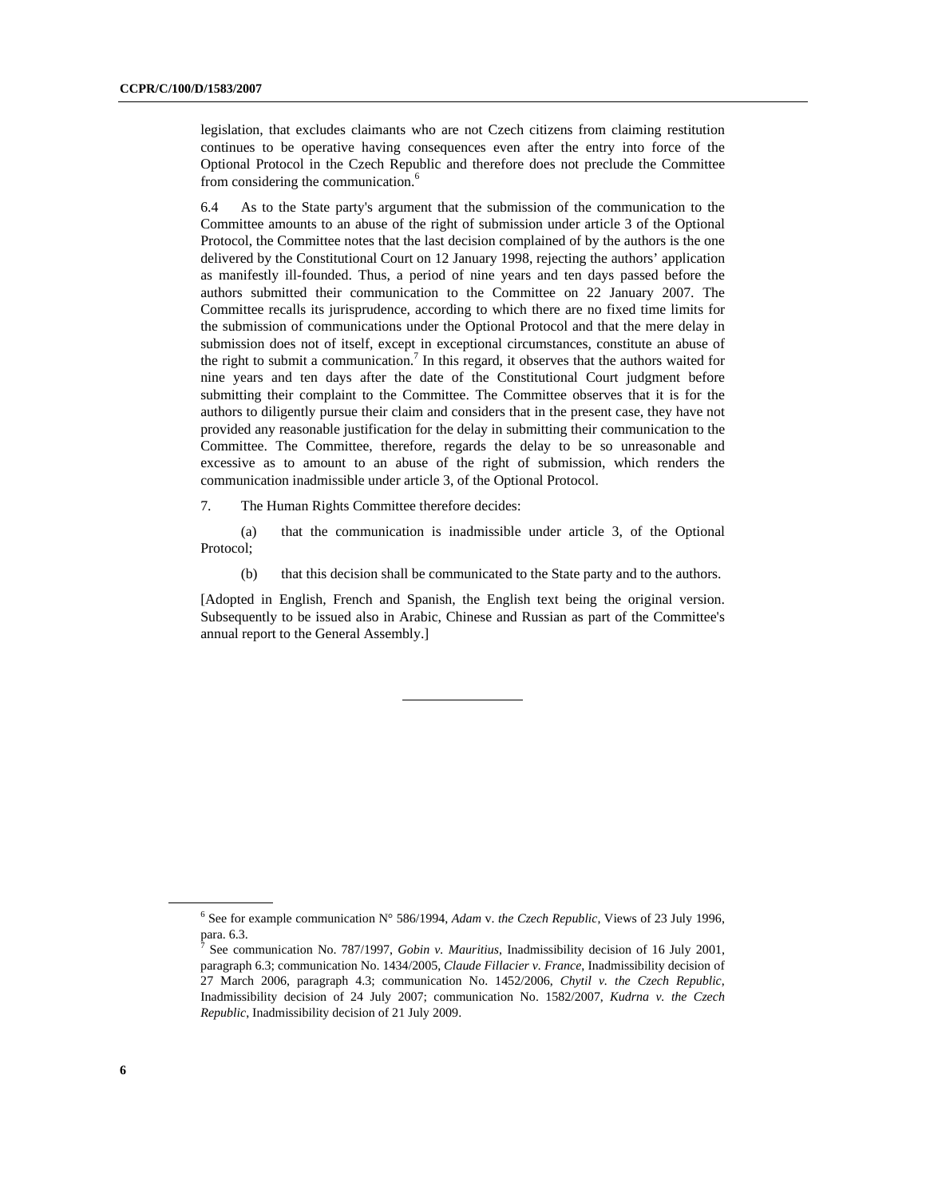legislation, that excludes claimants who are not Czech citizens from claiming restitution continues to be operative having consequences even after the entry into force of the Optional Protocol in the Czech Republic and therefore does not preclude the Committee from considering the communication.[6]

6.4 As to the State party's argument that the submission of the communication to the Committee amounts to an abuse of the right of submission under article 3 of the Optional Protocol, the Committee notes that the last decision complained of by the authors is the one delivered by the Constitutional Court on 12 January 1998, rejecting the authors' application as manifestly ill-founded. Thus, a period of nine years and ten days passed before the authors submitted their communication to the Committee on 22 January 2007. The Committee recalls its jurisprudence, according to which there are no fixed time limits for the submission of communications under the Optional Protocol and that the mere delay in submission does not of itself, except in exceptional circumstances, constitute an abuse of the right to submit a communication.[7] In this regard, it observes that the authors waited for nine years and ten days after the date of the Constitutional Court judgment before submitting their complaint to the Committee. The Committee observes that it is for the authors to diligently pursue their claim and considers that in the present case, they have not provided any reasonable justification for the delay in submitting their communication to the Committee. The Committee, therefore, regards the delay to be so unreasonable and excessive as to amount to an abuse of the right of submission, which renders the communication inadmissible under article 3, of the Optional Protocol.

7. The Human Rights Committee therefore decides:

(a) that the communication is inadmissible under article 3, of the Optional Protocol;

(b) that this decision shall be communicated to the State party and to the authors.

[Adopted in English, French and Spanish, the English text being the original version. Subsequently to be issued also in Arabic, Chinese and Russian as part of the Committee's annual report to the General Assembly.]

---

[6] See for example communication N° 586/1994, *Adam* v. *the Czech Republic*, Views of 23 July 1996, para. 6.3.

[7] See communication No. 787/1997, *Gobin v. Mauritius*, Inadmissibility decision of 16 July 2001, paragraph 6.3; communication No. 1434/2005, *Claude Fillacier v. France*, Inadmissibility decision of 27 March 2006, paragraph 4.3; communication No. 1452/2006, *Chytil v. the Czech Republic*, Inadmissibility decision of 24 July 2007; communication No. 1582/2007, *Kudrna v. the Czech Republic*, Inadmissibility decision of 21 July 2009.